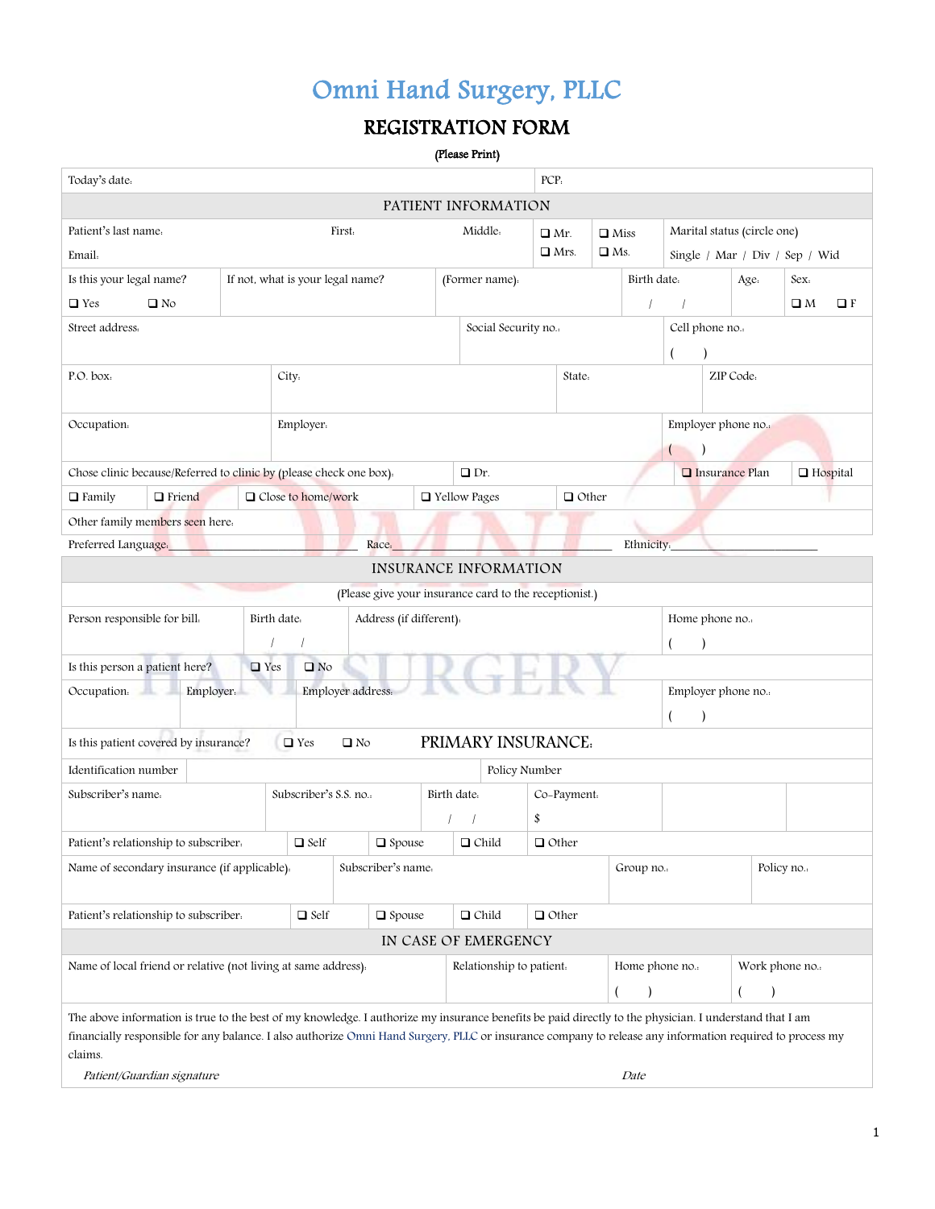# Omni Hand Surgery, PLLC

## REGISTRATION FORM

(Please Print)

| Today's date: | PCP: |
|---|---|

### PATIENT INFORMATION

| Patient's last name: | First: | Middle: | ❑ Mr. ❑ Mrs. | ❑ Miss ❑ Ms. | Marital status (circle one) Single / Mar / Div / Sep / Wid |
|---|---|---|---|---|---|
| Email: | | | | | |

| Is this your legal name? ❑ Yes ❑ No | If not, what is your legal name? | (Former name): | Birth date: / / | Age: | Sex: ❑ M ❑ F |
|---|---|---|---|---|---|

| Street address: | Social Security no.: | Cell phone no.: ( ) |
|---|---|---|

| P.O. box: | City: | State: | ZIP Code: |
|---|---|---|---|

| Occupation: | Employer: | Employer phone no.: ( ) |
|---|---|---|

| Chose clinic because/Referred to clinic by (please check one box): | ❑ Dr. | ❑ Insurance Plan | ❑ Hospital |
|---|---|---|---|
| ❑ Family ❑ Friend ❑ Close to home/work | ❑ Yellow Pages | ❑ Other | |

Other family members seen here:

Preferred Language: ______________________ Race: ______________________ Ethnicity: ______________________

### INSURANCE INFORMATION

(Please give your insurance card to the receptionist.)

| Person responsible for bill: | Birth date: / / | Address (if different): | Home phone no.: ( ) |
|---|---|---|---|

Is this person a patient here? ❑ Yes ❑ No

| Occupation: | Employer: | Employer address: | Employer phone no.: ( ) |
|---|---|---|---|

Is this patient covered by insurance? ❑ Yes ❑ No **PRIMARY INSURANCE:**

| Identification number | | Policy Number |
|---|---|---|

| Subscriber's name: | Subscriber's S.S. no.: | Birth date: / / | Co-Payment: $ | | |
|---|---|---|---|---|---|

Patient's relationship to subscriber: ❑ Self ❑ Spouse ❑ Child ❑ Other

| Name of secondary insurance (if applicable): | Subscriber's name: | Group no.: | Policy no.: |
|---|---|---|---|

Patient's relationship to subscriber: ❑ Self ❑ Spouse ❑ Child ❑ Other

### IN CASE OF EMERGENCY

| Name of local friend or relative (not living at same address): | Relationship to patient: | Home phone no.: ( ) | Work phone no.: ( ) |
|---|---|---|---|

The above information is true to the best of my knowledge. I authorize my insurance benefits be paid directly to the physician. I understand that I am financially responsible for any balance. I also authorize Omni Hand Surgery, PLLC or insurance company to release any information required to process my claims.

*Patient/Guardian signature* *Date*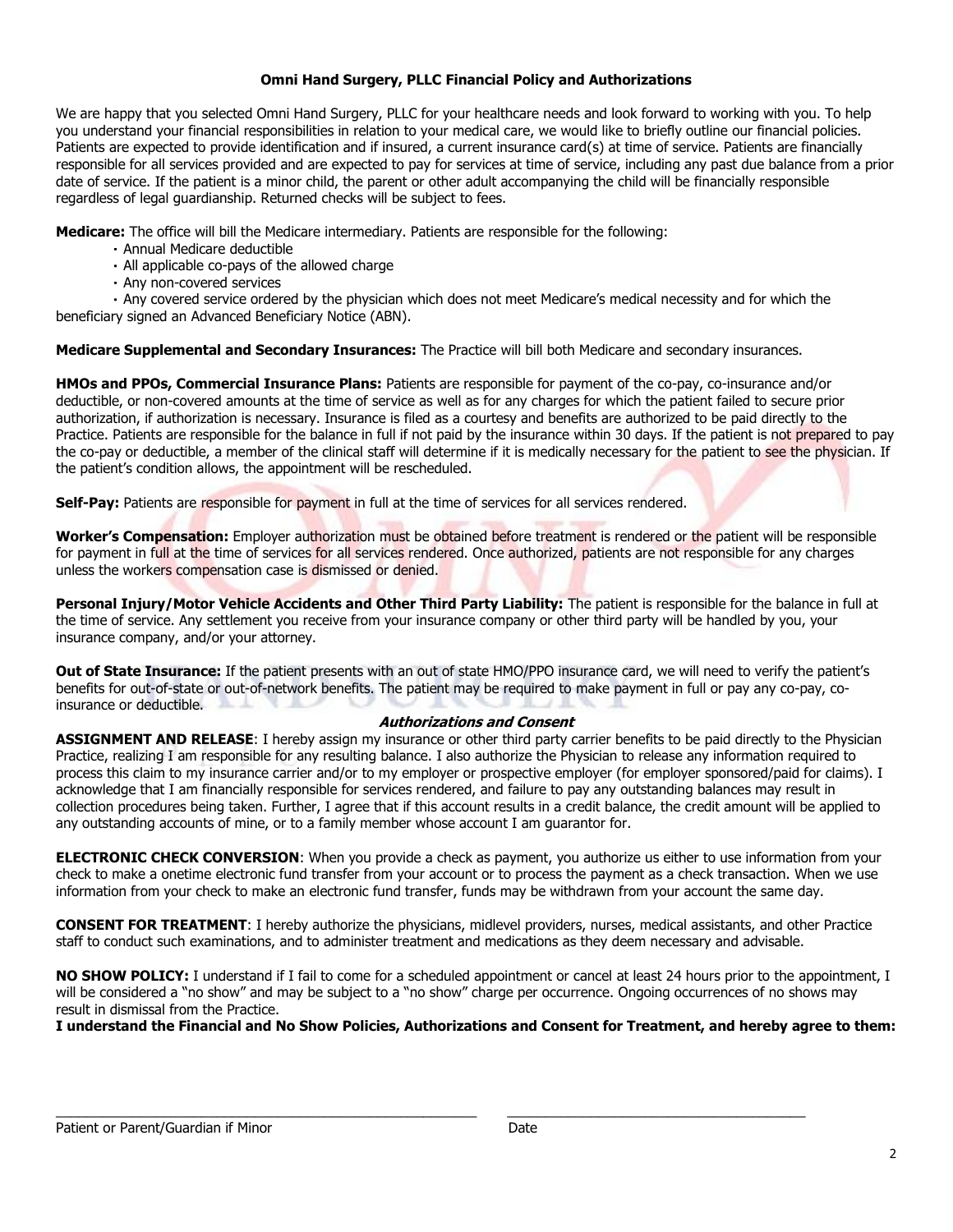# Omni Hand Surgery, PLLC Financial Policy and Authorizations

We are happy that you selected Omni Hand Surgery, PLLC for your healthcare needs and look forward to working with you. To help you understand your financial responsibilities in relation to your medical care, we would like to briefly outline our financial policies. Patients are expected to provide identification and if insured, a current insurance card(s) at time of service. Patients are financially responsible for all services provided and are expected to pay for services at time of service, including any past due balance from a prior date of service. If the patient is a minor child, the parent or other adult accompanying the child will be financially responsible regardless of legal guardianship. Returned checks will be subject to fees.

**Medicare:** The office will bill the Medicare intermediary. Patients are responsible for the following:

- Annual Medicare deductible
- All applicable co-pays of the allowed charge
- Any non-covered services
- Any covered service ordered by the physician which does not meet Medicare's medical necessity and for which the beneficiary signed an Advanced Beneficiary Notice (ABN).

**Medicare Supplemental and Secondary Insurances:** The Practice will bill both Medicare and secondary insurances.

**HMOs and PPOs, Commercial Insurance Plans:** Patients are responsible for payment of the co-pay, co-insurance and/or deductible, or non-covered amounts at the time of service as well as for any charges for which the patient failed to secure prior authorization, if authorization is necessary. Insurance is filed as a courtesy and benefits are authorized to be paid directly to the Practice. Patients are responsible for the balance in full if not paid by the insurance within 30 days. If the patient is not prepared to pay the co-pay or deductible, a member of the clinical staff will determine if it is medically necessary for the patient to see the physician. If the patient's condition allows, the appointment will be rescheduled.

**Self-Pay:** Patients are responsible for payment in full at the time of services for all services rendered.

**Worker's Compensation:** Employer authorization must be obtained before treatment is rendered or the patient will be responsible for payment in full at the time of services for all services rendered. Once authorized, patients are not responsible for any charges unless the workers compensation case is dismissed or denied.

**Personal Injury/Motor Vehicle Accidents and Other Third Party Liability:** The patient is responsible for the balance in full at the time of service. Any settlement you receive from your insurance company or other third party will be handled by you, your insurance company, and/or your attorney.

**Out of State Insurance:** If the patient presents with an out of state HMO/PPO insurance card, we will need to verify the patient's benefits for out-of-state or out-of-network benefits. The patient may be required to make payment in full or pay any co-pay, co-insurance or deductible.

## *Authorizations and Consent*

**ASSIGNMENT AND RELEASE**: I hereby assign my insurance or other third party carrier benefits to be paid directly to the Physician Practice, realizing I am responsible for any resulting balance. I also authorize the Physician to release any information required to process this claim to my insurance carrier and/or to my employer or prospective employer (for employer sponsored/paid for claims). I acknowledge that I am financially responsible for services rendered, and failure to pay any outstanding balances may result in collection procedures being taken. Further, I agree that if this account results in a credit balance, the credit amount will be applied to any outstanding accounts of mine, or to a family member whose account I am guarantor for.

**ELECTRONIC CHECK CONVERSION**: When you provide a check as payment, you authorize us either to use information from your check to make a onetime electronic fund transfer from your account or to process the payment as a check transaction. When we use information from your check to make an electronic fund transfer, funds may be withdrawn from your account the same day.

**CONSENT FOR TREATMENT**: I hereby authorize the physicians, midlevel providers, nurses, medical assistants, and other Practice staff to conduct such examinations, and to administer treatment and medications as they deem necessary and advisable.

**NO SHOW POLICY:** I understand if I fail to come for a scheduled appointment or cancel at least 24 hours prior to the appointment, I will be considered a "no show" and may be subject to a "no show" charge per occurrence. Ongoing occurrences of no shows may result in dismissal from the Practice.

**I understand the Financial and No Show Policies, Authorizations and Consent for Treatment, and hereby agree to them:**

\_\_\_\_\_\_\_\_\_\_\_\_\_\_\_\_\_\_\_\_\_\_\_\_\_\_\_\_\_\_\_\_\_\_\_\_\_\_\_\_ \_\_\_\_\_\_\_\_\_\_\_\_\_\_\_\_\_\_\_\_\_\_\_\_\_\_\_\_\_\_\_\_

Patient or Parent/Guardian if Minor Date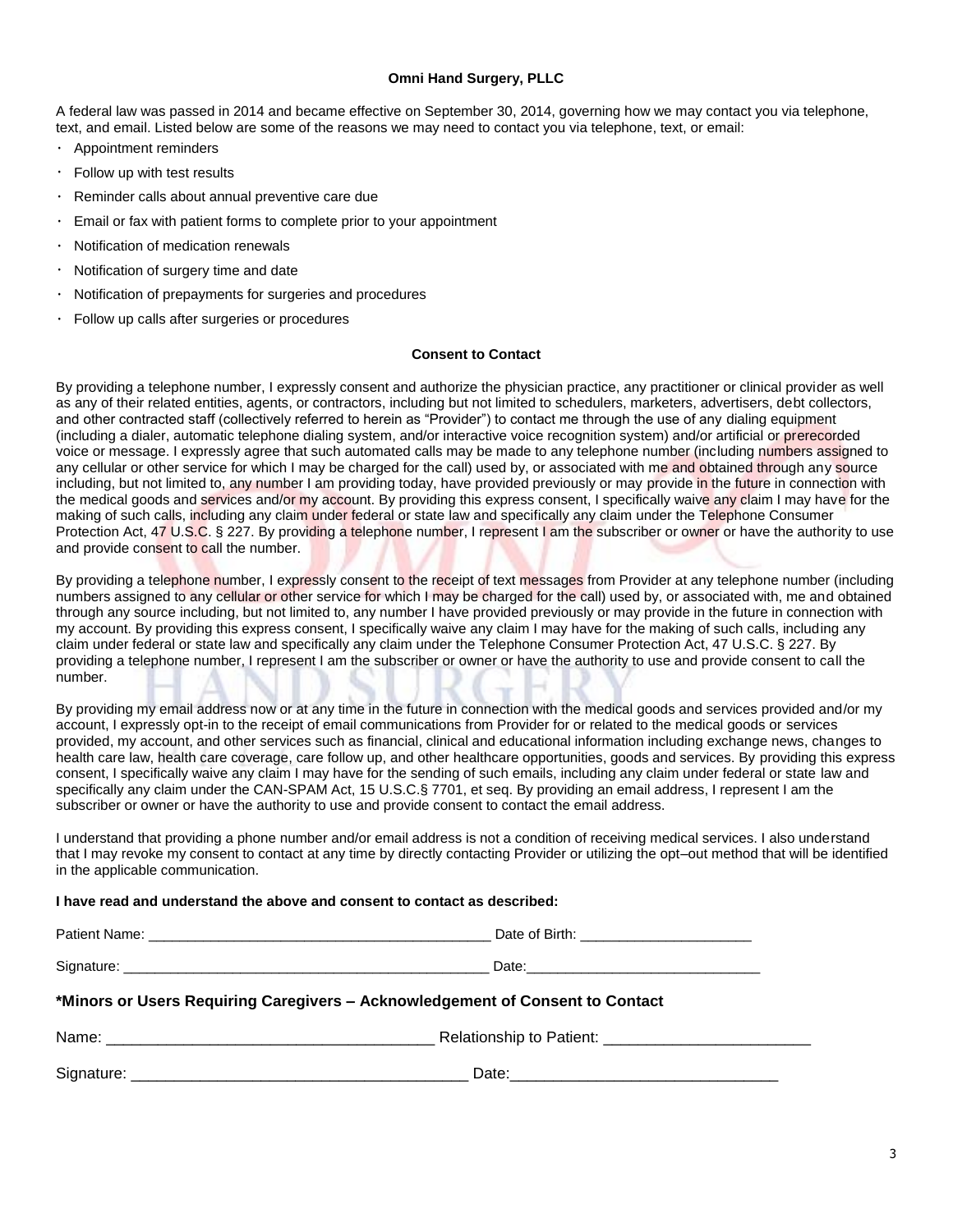**Omni Hand Surgery, PLLC**

A federal law was passed in 2014 and became effective on September 30, 2014, governing how we may contact you via telephone, text, and email. Listed below are some of the reasons we may need to contact you via telephone, text, or email:

- Appointment reminders
- Follow up with test results
- Reminder calls about annual preventive care due
- Email or fax with patient forms to complete prior to your appointment
- Notification of medication renewals
- Notification of surgery time and date
- Notification of prepayments for surgeries and procedures
- Follow up calls after surgeries or procedures

**Consent to Contact**

By providing a telephone number, I expressly consent and authorize the physician practice, any practitioner or clinical provider as well as any of their related entities, agents, or contractors, including but not limited to schedulers, marketers, advertisers, debt collectors, and other contracted staff (collectively referred to herein as "Provider") to contact me through the use of any dialing equipment (including a dialer, automatic telephone dialing system, and/or interactive voice recognition system) and/or artificial or prerecorded voice or message. I expressly agree that such automated calls may be made to any telephone number (including numbers assigned to any cellular or other service for which I may be charged for the call) used by, or associated with me and obtained through any source including, but not limited to, any number I am providing today, have provided previously or may provide in the future in connection with the medical goods and services and/or my account. By providing this express consent, I specifically waive any claim I may have for the making of such calls, including any claim under federal or state law and specifically any claim under the Telephone Consumer Protection Act, 47 U.S.C. § 227. By providing a telephone number, I represent I am the subscriber or owner or have the authority to use and provide consent to call the number.

By providing a telephone number, I expressly consent to the receipt of text messages from Provider at any telephone number (including numbers assigned to any cellular or other service for which I may be charged for the call) used by, or associated with, me and obtained through any source including, but not limited to, any number I have provided previously or may provide in the future in connection with my account. By providing this express consent, I specifically waive any claim I may have for the making of such calls, including any claim under federal or state law and specifically any claim under the Telephone Consumer Protection Act, 47 U.S.C. § 227. By providing a telephone number, I represent I am the subscriber or owner or have the authority to use and provide consent to call the number.

By providing my email address now or at any time in the future in connection with the medical goods and services provided and/or my account, I expressly opt-in to the receipt of email communications from Provider for or related to the medical goods or services provided, my account, and other services such as financial, clinical and educational information including exchange news, changes to health care law, health care coverage, care follow up, and other healthcare opportunities, goods and services. By providing this express consent, I specifically waive any claim I may have for the sending of such emails, including any claim under federal or state law and specifically any claim under the CAN-SPAM Act, 15 U.S.C.§ 7701, et seq. By providing an email address, I represent I am the subscriber or owner or have the authority to use and provide consent to contact the email address.

I understand that providing a phone number and/or email address is not a condition of receiving medical services. I also understand that I may revoke my consent to contact at any time by directly contacting Provider or utilizing the opt–out method that will be identified in the applicable communication.

**I have read and understand the above and consent to contact as described:**

Patient Name: ___________________________________________ Date of Birth: _____________________

Signature: _______________________________________________ Date:_____________________________

### *Minors or Users Requiring Caregivers – Acknowledgement of Consent to Contact

Name: ______________________________________ Relationship to Patient: ________________________

Signature: _______________________________________ Date:_______________________________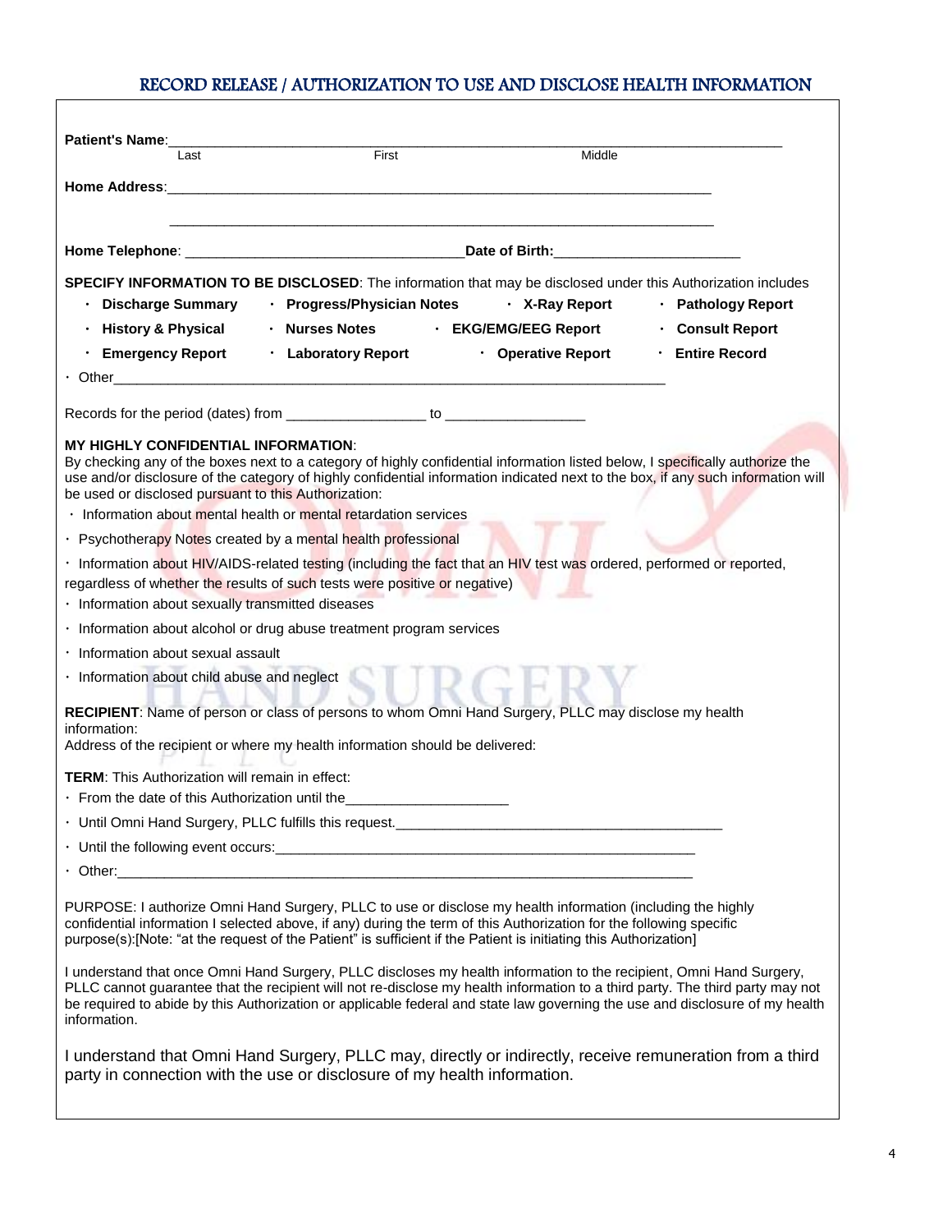## RECORD RELEASE / AUTHORIZATION TO USE AND DISCLOSE HEALTH INFORMATION

**Patient's Name**:______________________________________________________________________________
Last First Middle

**Home Address**:______________________________________________________________________________

______________________________________________________________________________

**Home Telephone**: ___________________________________**Date of Birth:**________________________

**SPECIFY INFORMATION TO BE DISCLOSED**: The information that may be disclosed under this Authorization includes

- **Discharge Summary**
- **Progress/Physician Notes**
- **X-Ray Report**
- **Pathology Report**
- **History & Physical**
- **Nurses Notes**
- **EKG/EMG/EEG Report**
- **Consult Report**
- **Emergency Report**
- **Laboratory Report**
- **Operative Report**
- **Entire Record**
- Other______________________________________________________________________________

Records for the period (dates) from __________________ to __________________

**MY HIGHLY CONFIDENTIAL INFORMATION**:
By checking any of the boxes next to a category of highly confidential information listed below, I specifically authorize the use and/or disclosure of the category of highly confidential information indicated next to the box, if any such information will be used or disclosed pursuant to this Authorization:

- Information about mental health or mental retardation services
- Psychotherapy Notes created by a mental health professional
- Information about HIV/AIDS-related testing (including the fact that an HIV test was ordered, performed or reported, regardless of whether the results of such tests were positive or negative)
- Information about sexually transmitted diseases
- Information about alcohol or drug abuse treatment program services
- Information about sexual assault
- Information about child abuse and neglect

**RECIPIENT**: Name of person or class of persons to whom Omni Hand Surgery, PLLC may disclose my health information:
Address of the recipient or where my health information should be delivered:

**TERM**: This Authorization will remain in effect:

- From the date of this Authorization until the_____________________
- Until Omni Hand Surgery, PLLC fulfills this request.___________________________________________
- Until the following event occurs:______________________________________________________
- Other:______________________________________________________________________________

PURPOSE: I authorize Omni Hand Surgery, PLLC to use or disclose my health information (including the highly confidential information I selected above, if any) during the term of this Authorization for the following specific purpose(s):[Note: "at the request of the Patient" is sufficient if the Patient is initiating this Authorization]

I understand that once Omni Hand Surgery, PLLC discloses my health information to the recipient, Omni Hand Surgery, PLLC cannot guarantee that the recipient will not re-disclose my health information to a third party. The third party may not be required to abide by this Authorization or applicable federal and state law governing the use and disclosure of my health information.

I understand that Omni Hand Surgery, PLLC may, directly or indirectly, receive remuneration from a third party in connection with the use or disclosure of my health information.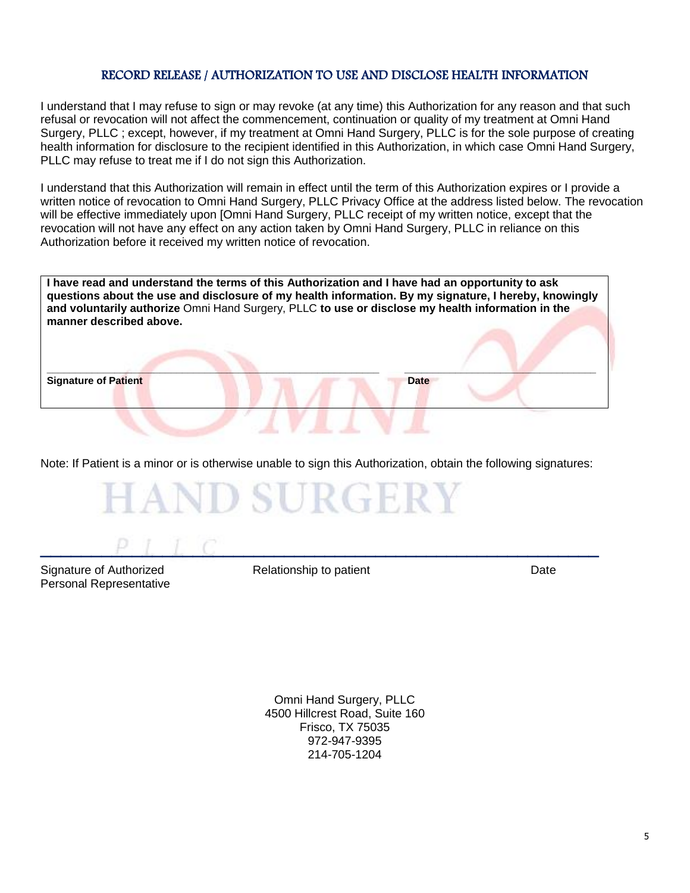## RECORD RELEASE / AUTHORIZATION TO USE AND DISCLOSE HEALTH INFORMATION

I understand that I may refuse to sign or may revoke (at any time) this Authorization for any reason and that such refusal or revocation will not affect the commencement, continuation or quality of my treatment at Omni Hand Surgery, PLLC ; except, however, if my treatment at Omni Hand Surgery, PLLC is for the sole purpose of creating health information for disclosure to the recipient identified in this Authorization, in which case Omni Hand Surgery, PLLC may refuse to treat me if I do not sign this Authorization.

I understand that this Authorization will remain in effect until the term of this Authorization expires or I provide a written notice of revocation to Omni Hand Surgery, PLLC Privacy Office at the address listed below. The revocation will be effective immediately upon [Omni Hand Surgery, PLLC receipt of my written notice, except that the revocation will not have any effect on any action taken by Omni Hand Surgery, PLLC in reliance on this Authorization before it received my written notice of revocation.

**I have read and understand the terms of this Authorization and I have had an opportunity to ask questions about the use and disclosure of my health information. By my signature, I hereby, knowingly and voluntarily authorize** Omni Hand Surgery, PLLC **to use or disclose my health information in the manner described above.**

| _______________________________ | _______________________ |
|---|---|
| **Signature of Patient** | **Date** |

Note: If Patient is a minor or is otherwise unable to sign this Authorization, obtain the following signatures:

| _______________________________ | _______________________ | ___________ |
|---|---|---|
| Signature of Authorized Personal Representative | Relationship to patient | Date |

Omni Hand Surgery, PLLC
4500 Hillcrest Road, Suite 160
Frisco, TX 75035
972-947-9395
214-705-1204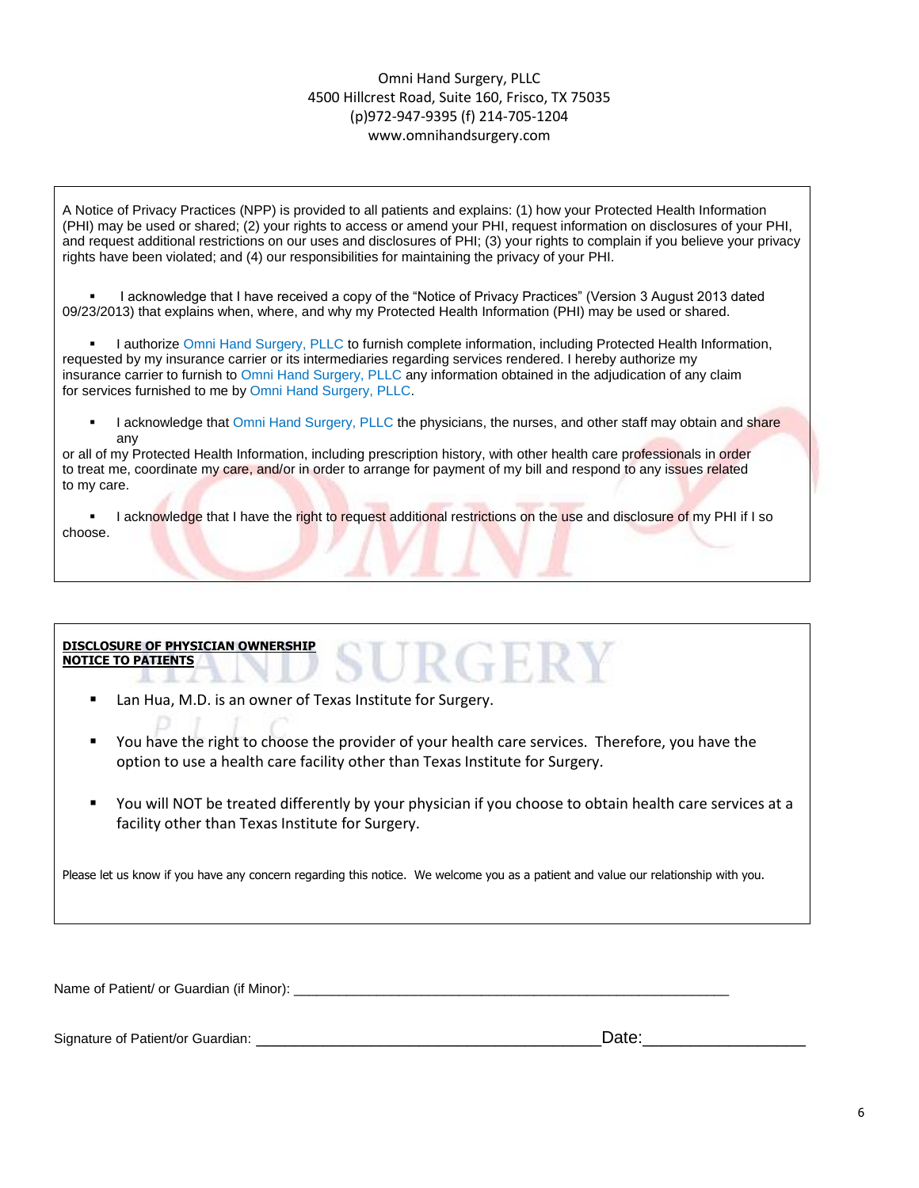Omni Hand Surgery, PLLC
4500 Hillcrest Road, Suite 160, Frisco, TX 75035
(p)972-947-9395 (f) 214-705-1204
www.omnihandsurgery.com

A Notice of Privacy Practices (NPP) is provided to all patients and explains: (1) how your Protected Health Information (PHI) may be used or shared; (2) your rights to access or amend your PHI, request information on disclosures of your PHI, and request additional restrictions on our uses and disclosures of PHI; (3) your rights to complain if you believe your privacy rights have been violated; and (4) our responsibilities for maintaining the privacy of your PHI.

- I acknowledge that I have received a copy of the "Notice of Privacy Practices" (Version 3 August 2013 dated 09/23/2013) that explains when, where, and why my Protected Health Information (PHI) may be used or shared.

- I authorize Omni Hand Surgery, PLLC to furnish complete information, including Protected Health Information, requested by my insurance carrier or its intermediaries regarding services rendered. I hereby authorize my insurance carrier to furnish to Omni Hand Surgery, PLLC any information obtained in the adjudication of any claim for services furnished to me by Omni Hand Surgery, PLLC.

- I acknowledge that Omni Hand Surgery, PLLC the physicians, the nurses, and other staff may obtain and share any or all of my Protected Health Information, including prescription history, with other health care professionals in order to treat me, coordinate my care, and/or in order to arrange for payment of my bill and respond to any issues related to my care.

- I acknowledge that I have the right to request additional restrictions on the use and disclosure of my PHI if I so choose.

**DISCLOSURE OF PHYSICIAN OWNERSHIP**
**NOTICE TO PATIENTS**

- Lan Hua, M.D. is an owner of Texas Institute for Surgery.

- You have the right to choose the provider of your health care services. Therefore, you have the option to use a health care facility other than Texas Institute for Surgery.

- You will NOT be treated differently by your physician if you choose to obtain health care services at a facility other than Texas Institute for Surgery.

Please let us know if you have any concern regarding this notice. We welcome you as a patient and value our relationship with you.

Name of Patient/ or Guardian (if Minor): ____________________________________________________________

Signature of Patient/or Guardian: ________________________________________ Date:__________________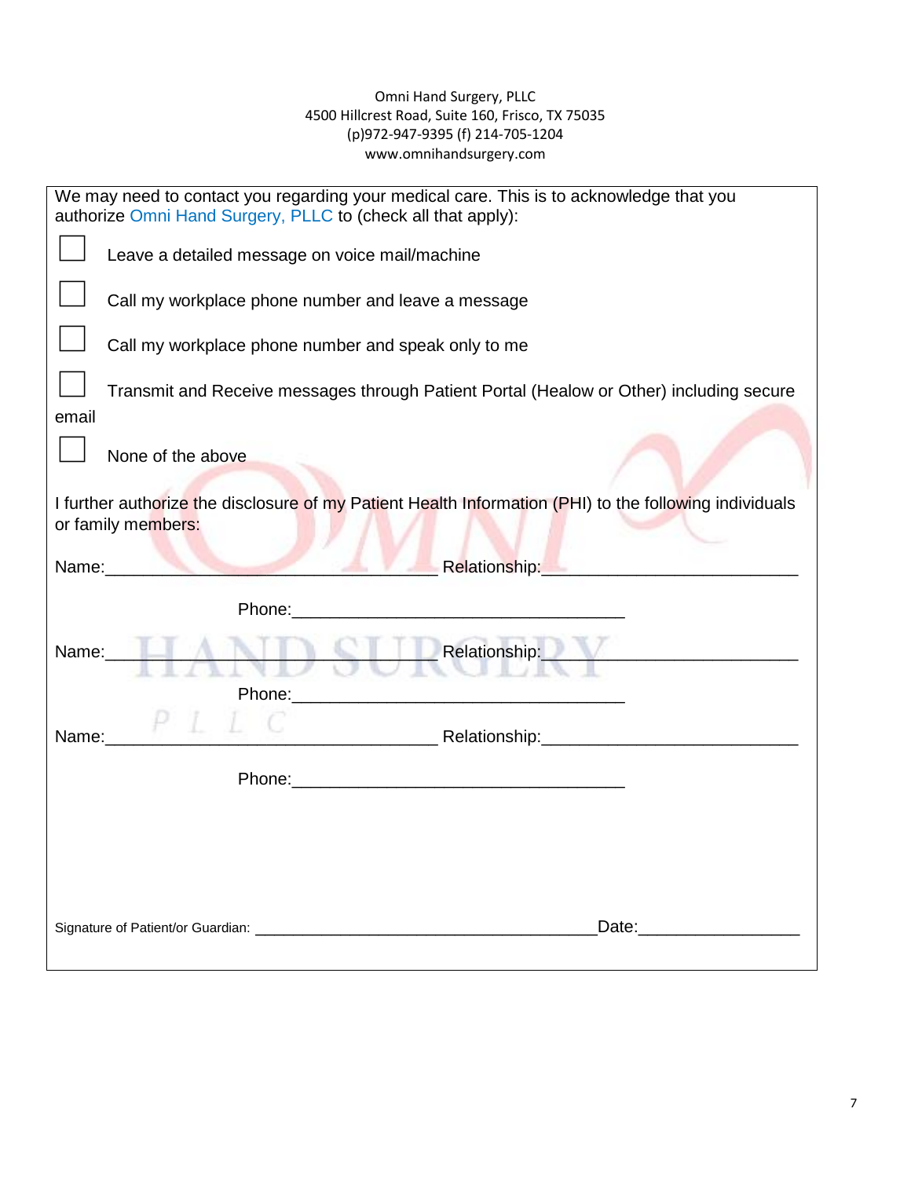Omni Hand Surgery, PLLC
4500 Hillcrest Road, Suite 160, Frisco, TX 75035
(p)972-947-9395 (f) 214-705-1204
www.omnihandsurgery.com

We may need to contact you regarding your medical care. This is to acknowledge that you authorize Omni Hand Surgery, PLLC to (check all that apply):

- ☐ Leave a detailed message on voice mail/machine
- ☐ Call my workplace phone number and leave a message
- ☐ Call my workplace phone number and speak only to me
- ☐ Transmit and Receive messages through Patient Portal (Healow or Other) including secure email
- ☐ None of the above

I further authorize the disclosure of my Patient Health Information (PHI) to the following individuals or family members:

Name:___________________________________ Relationship:___________________________

Phone:___________________________________

Name:___________________________________ Relationship:___________________________

Phone:___________________________________

Name:___________________________________ Relationship:___________________________

Phone:___________________________________

Signature of Patient/or Guardian: ________________________________________ Date:__________________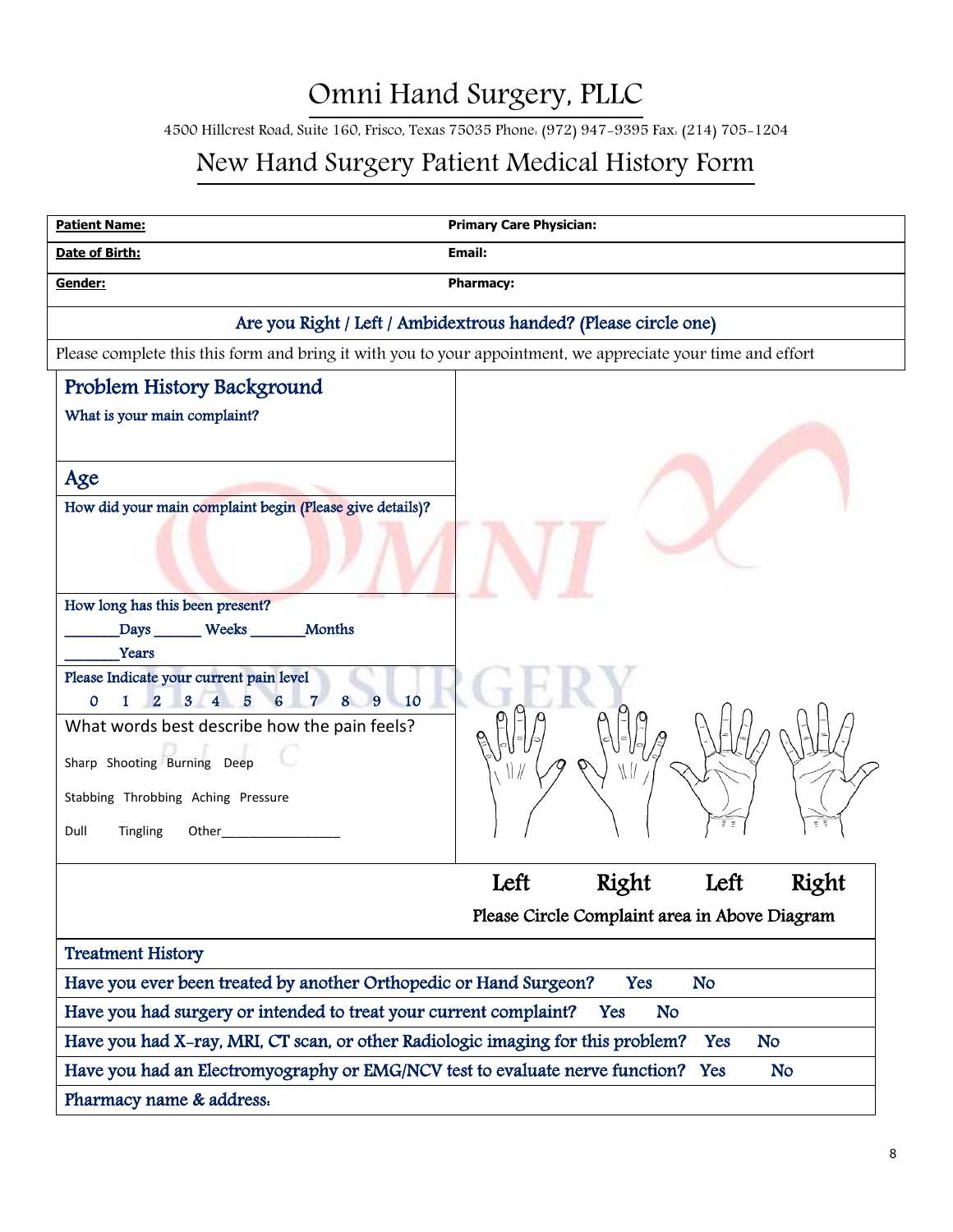# Omni Hand Surgery, PLLC

4500 Hillcrest Road, Suite 160, Frisco, Texas 75035 Phone: (972) 947-9395 Fax: (214) 705-1204

## New Hand Surgery Patient Medical History Form

| **Patient Name:** | **Primary Care Physician:** |
|---|---|
| **Date of Birth:** | **Email:** |
| **Gender:** | **Pharmacy:** |

Are you Right / Left / Ambidextrous handed? (Please circle one)

Please complete this this form and bring it with you to your appointment, we appreciate your time and effort

### Problem History Background

What is your main complaint?

### Age

How did your main complaint begin (Please give details)?

How long has this been present?

_______Days ______ Weeks _______Months

_______Years

Please Indicate your current pain level

0 1 2 3 4 5 6 7 8 9 10

What words best describe how the pain feels?

Sharp Shooting Burning Deep

Stabbing Throbbing Aching Pressure

Dull Tingling Other_________________

Left Right Left Right

Please Circle Complaint area in Above Diagram

### Treatment History

| | | |
|---|---|---|
| Have you ever been treated by another Orthopedic or Hand Surgeon? | Yes | No |
| Have you had surgery or intended to treat your current complaint? | Yes | No |
| Have you had X-ray, MRI, CT scan, or other Radiologic imaging for this problem? | Yes | No |
| Have you had an Electromyography or EMG/NCV test to evaluate nerve function? | Yes | No |

Pharmacy name & address: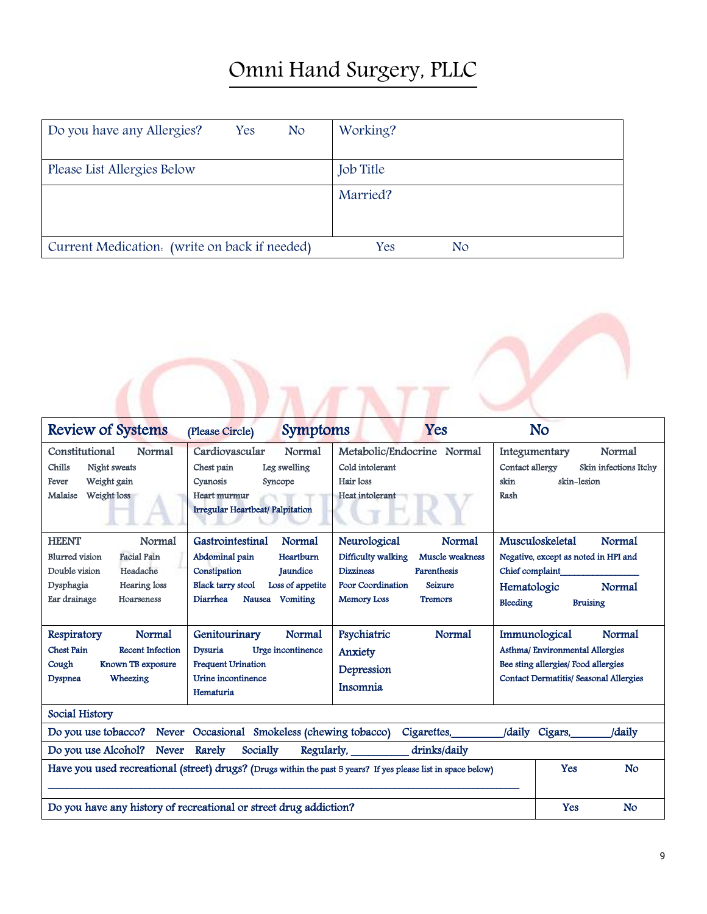# Omni Hand Surgery, PLLC

| Do you have any Allergies? Yes No | Working? |
|---|---|
| Please List Allergies Below | Job Title |
| | Married? |
| Current Medication: (write on back if needed) Yes No | |

| Review of Systems (Please Circle) Symptoms Yes No | | | |
|---|---|---|---|
| **Constitutional** Normal<br>Chills Night sweats<br>Fever Weight gain<br>Malaise Weight loss | **Cardiovascular** Normal<br>Chest pain Leg swelling<br>Cyanosis Syncope<br>Heart murmur<br>Irregular Heartbeat/ Palpitation | **Metabolic/Endocrine** Normal<br>Cold intolerant<br>Hair loss<br>Heat intolerant | **Integumentary** Normal<br>Contact allergy Skin infections Itchy skin skin-lesion<br>Rash |
| **HEENT** Normal<br>Blurred vision Facial Pain<br>Double vision Headache<br>Dysphagia Hearing loss<br>Ear drainage Hoarseness | **Gastrointestinal** Normal<br>Abdominal pain Heartburn<br>Constipation Jaundice<br>Black tarry stool Loss of appetite<br>Diarrhea Nausea Vomiting | **Neurological** Normal<br>Difficulty walking Muscle weakness<br>Dizziness Parenthesis<br>Poor Coordination Seizure<br>Memory Loss Tremors | **Musculoskeletal** Normal<br>Negative, except as noted in HPI and Chief complaint________________<br>**Hematologic** Normal<br>Bleeding Bruising |
| **Respiratory** Normal<br>Chest Pain Recent Infection<br>Cough Known TB exposure<br>Dyspnea Wheezing | **Genitourinary** Normal<br>Dysuria Urge incontinence<br>Frequent Urination<br>Urine incontinence<br>Hematuria | **Psychiatric** Normal<br>Anxiety<br>Depression<br>Insomnia | **Immunological** Normal<br>Asthma/ Environmental Allergies<br>Bee sting allergies/ Food allergies<br>Contact Dermatitis/ Seasonal Allergies |

| Social History | |
|---|---|
| Do you use tobacco? Never Occasional Smokeless (chewing tobacco) Cigarettes,_________/daily Cigars,_______/daily | |
| Do you use Alcohol? Never Rarely Socially Regularly, __________ drinks/daily | |
| Have you used recreational (street) drugs? (Drugs within the past 5 years? If yes please list in space below)<br>______________________________________________________________________________ | Yes No |
| Do you have any history of recreational or street drug addiction? | Yes No |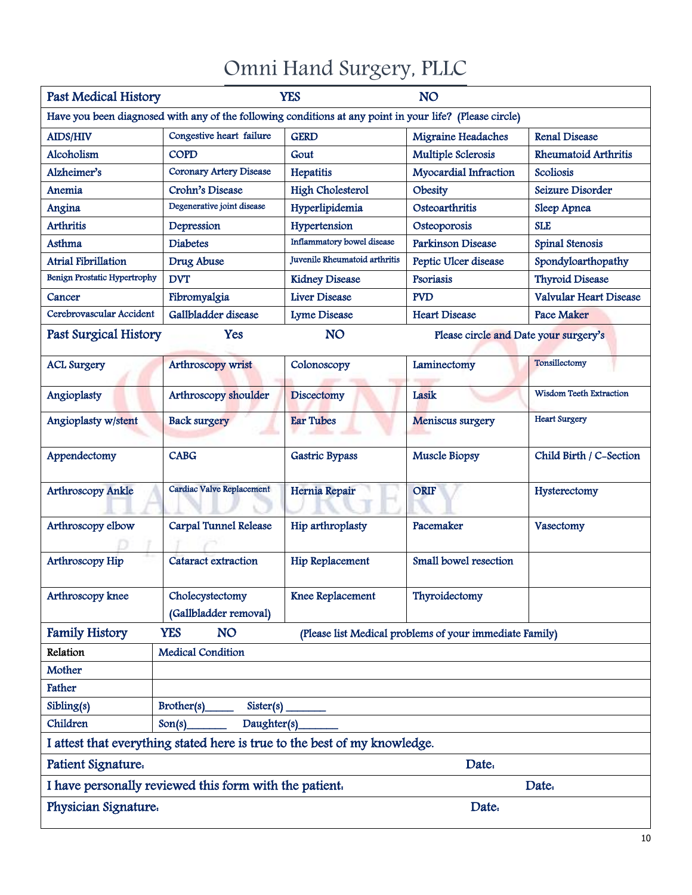# Omni Hand Surgery, PLLC

| Past Medical History | | YES | NO | |
|---|---|---|---|---|
| Have you been diagnosed with any of the following conditions at any point in your life? (Please circle) | | | | |
| AIDS/HIV | Congestive heart failure | GERD | Migraine Headaches | Renal Disease |
| Alcoholism | COPD | Gout | Multiple Sclerosis | Rheumatoid Arthritis |
| Alzheimer's | Coronary Artery Disease | Hepatitis | Myocardial Infraction | Scoliosis |
| Anemia | Crohn's Disease | High Cholesterol | Obesity | Seizure Disorder |
| Angina | Degenerative joint disease | Hyperlipidemia | Osteoarthritis | Sleep Apnea |
| Arthritis | Depression | Hypertension | Osteoporosis | SLE |
| Asthma | Diabetes | Inflammatory bowel disease | Parkinson Disease | Spinal Stenosis |
| Atrial Fibrillation | Drug Abuse | Juvenile Rheumatoid arthritis | Peptic Ulcer disease | Spondyloarthopathy |
| Benign Prostatic Hypertrophy | DVT | Kidney Disease | Psoriasis | Thyroid Disease |
| Cancer | Fibromyalgia | Liver Disease | PVD | Valvular Heart Disease |
| Cerebrovascular Accident | Gallbladder disease | Lyme Disease | Heart Disease | Pace Maker |

| Past Surgical History | Yes | NO | Please circle and Date your surgery's | |
|---|---|---|---|---|
| ACL Surgery | Arthroscopy wrist | Colonoscopy | Laminectomy | Tonsillectomy |
| Angioplasty | Arthroscopy shoulder | Discectomy | Lasik | Wisdom Teeth Extraction |
| Angioplasty w/stent | Back surgery | Ear Tubes | Meniscus surgery | Heart Surgery |
| Appendectomy | CABG | Gastric Bypass | Muscle Biopsy | Child Birth / C-Section |
| Arthroscopy Ankle | Cardiac Valve Replacement | Hernia Repair | ORIF | Hysterectomy |
| Arthroscopy elbow | Carpal Tunnel Release | Hip arthroplasty | Pacemaker | Vasectomy |
| Arthroscopy Hip | Cataract extraction | Hip Replacement | Small bowel resection | |
| Arthroscopy knee | Cholecystectomy (Gallbladder removal) | Knee Replacement | Thyroidectomy | |

**Family History** YES NO (Please list Medical problems of your immediate Family)

| Relation | Medical Condition |
|---|---|
| Mother | |
| Father | |
| Sibling(s) | Brother(s)_____ Sister(s) _______ |
| Children | Son(s)_______ Daughter(s)_______ |

I attest that everything stated here is true to the best of my knowledge.

Patient Signature: Date:

I have personally reviewed this form with the patient: Date:

Physician Signature: Date: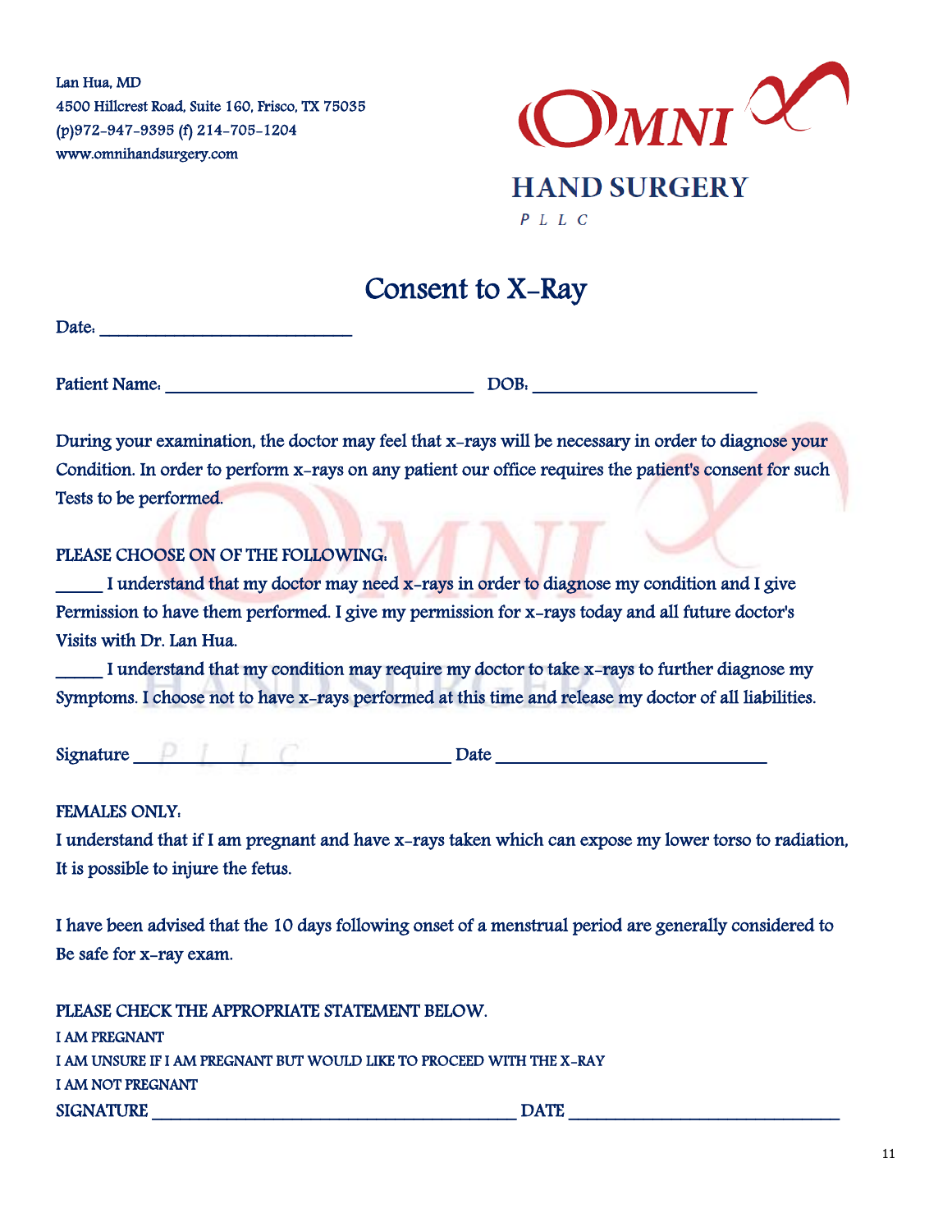Lan Hua, MD
4500 Hillcrest Road, Suite 160, Frisco, TX 75035
(p)972-947-9395 (f) 214-705-1204
www.omnihandsurgery.com

OMNI
HAND SURGERY
P L L C

# Consent to X-Ray

Date: ___________________________

Patient Name: _________________________________ DOB: ________________________

During your examination, the doctor may feel that x-rays will be necessary in order to diagnose your Condition. In order to perform x-rays on any patient our office requires the patient's consent for such Tests to be performed.

PLEASE CHOOSE ON OF THE FOLLOWING:

_____ I understand that my doctor may need x-rays in order to diagnose my condition and I give Permission to have them performed. I give my permission for x-rays today and all future doctor's Visits with Dr. Lan Hua.

_____ I understand that my condition may require my doctor to take x-rays to further diagnose my Symptoms. I choose not to have x-rays performed at this time and release my doctor of all liabilities.

Signature __________________________________ Date _____________________________

FEMALES ONLY:

I understand that if I am pregnant and have x-rays taken which can expose my lower torso to radiation, It is possible to injure the fetus.

I have been advised that the 10 days following onset of a menstrual period are generally considered to Be safe for x-ray exam.

PLEASE CHECK THE APPROPRIATE STATEMENT BELOW.

I AM PREGNANT

I AM UNSURE IF I AM PREGNANT BUT WOULD LIKE TO PROCEED WITH THE X-RAY

I AM NOT PREGNANT

SIGNATURE _______________________________________ DATE ______________________________